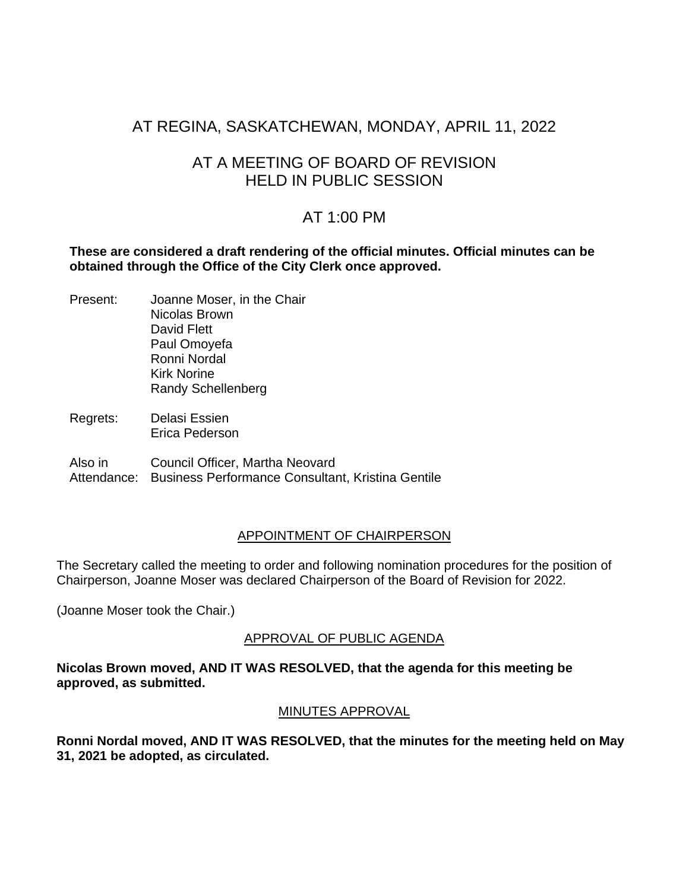# AT REGINA, SASKATCHEWAN, MONDAY, APRIL 11, 2022

## AT A MEETING OF BOARD OF REVISION HELD IN PUBLIC SESSION

## AT 1:00 PM

**These are considered a draft rendering of the official minutes. Official minutes can be obtained through the Office of the City Clerk once approved.**

Present: Joanne Moser, in the Chair
Nicolas Brown
David Flett
Paul Omoyefa
Ronni Nordal
Kirk Norine
Randy Schellenberg

Regrets: Delasi Essien
Erica Pederson

Also in Attendance: Council Officer, Martha Neovard
Business Performance Consultant, Kristina Gentile

### APPOINTMENT OF CHAIRPERSON

The Secretary called the meeting to order and following nomination procedures for the position of Chairperson, Joanne Moser was declared Chairperson of the Board of Revision for 2022.

(Joanne Moser took the Chair.)

### APPROVAL OF PUBLIC AGENDA

**Nicolas Brown moved, AND IT WAS RESOLVED, that the agenda for this meeting be approved, as submitted.**

### MINUTES APPROVAL

**Ronni Nordal moved, AND IT WAS RESOLVED, that the minutes for the meeting held on May 31, 2021 be adopted, as circulated.**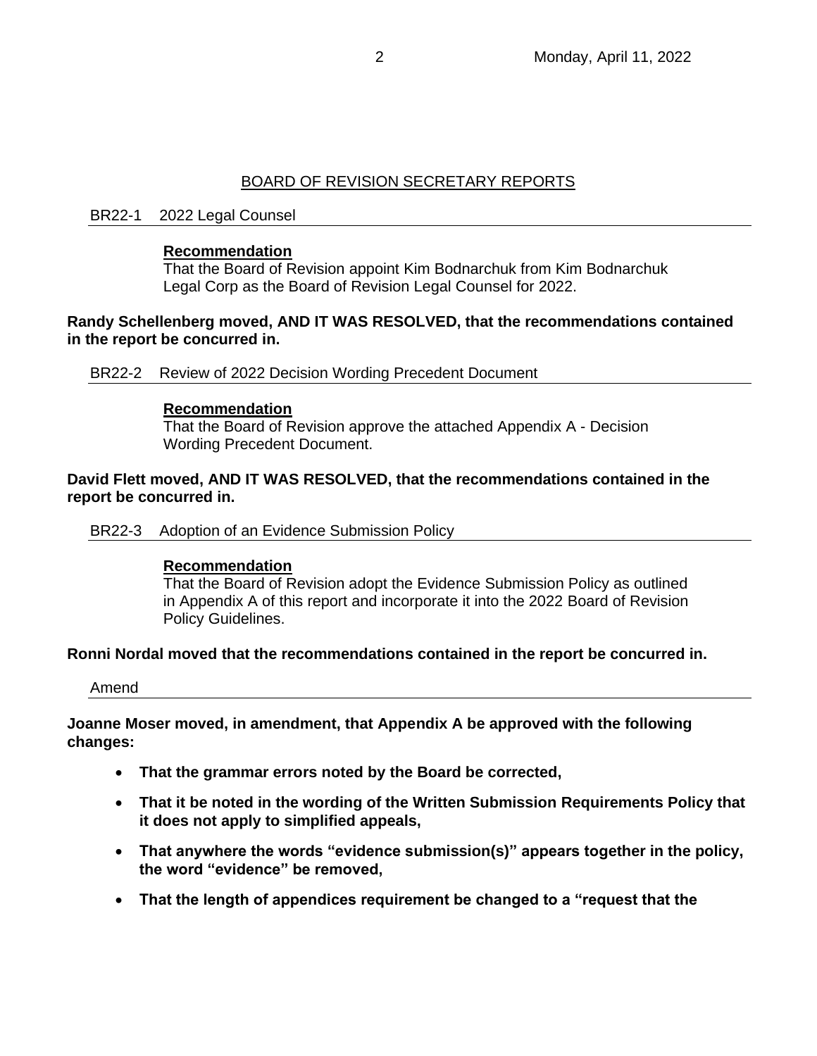## BOARD OF REVISION SECRETARY REPORTS

### BR22-1 2022 Legal Counsel

**Recommendation**

That the Board of Revision appoint Kim Bodnarchuk from Kim Bodnarchuk Legal Corp as the Board of Revision Legal Counsel for 2022.

**Randy Schellenberg moved, AND IT WAS RESOLVED, that the recommendations contained in the report be concurred in.**

### BR22-2 Review of 2022 Decision Wording Precedent Document

**Recommendation**

That the Board of Revision approve the attached Appendix A - Decision Wording Precedent Document.

**David Flett moved, AND IT WAS RESOLVED, that the recommendations contained in the report be concurred in.**

### BR22-3 Adoption of an Evidence Submission Policy

**Recommendation**

That the Board of Revision adopt the Evidence Submission Policy as outlined in Appendix A of this report and incorporate it into the 2022 Board of Revision Policy Guidelines.

**Ronni Nordal moved that the recommendations contained in the report be concurred in.**

### Amend

**Joanne Moser moved, in amendment, that Appendix A be approved with the following changes:**

- **That the grammar errors noted by the Board be corrected,**
- **That it be noted in the wording of the Written Submission Requirements Policy that it does not apply to simplified appeals,**
- **That anywhere the words "evidence submission(s)" appears together in the policy, the word "evidence" be removed,**
- **That the length of appendices requirement be changed to a "request that the**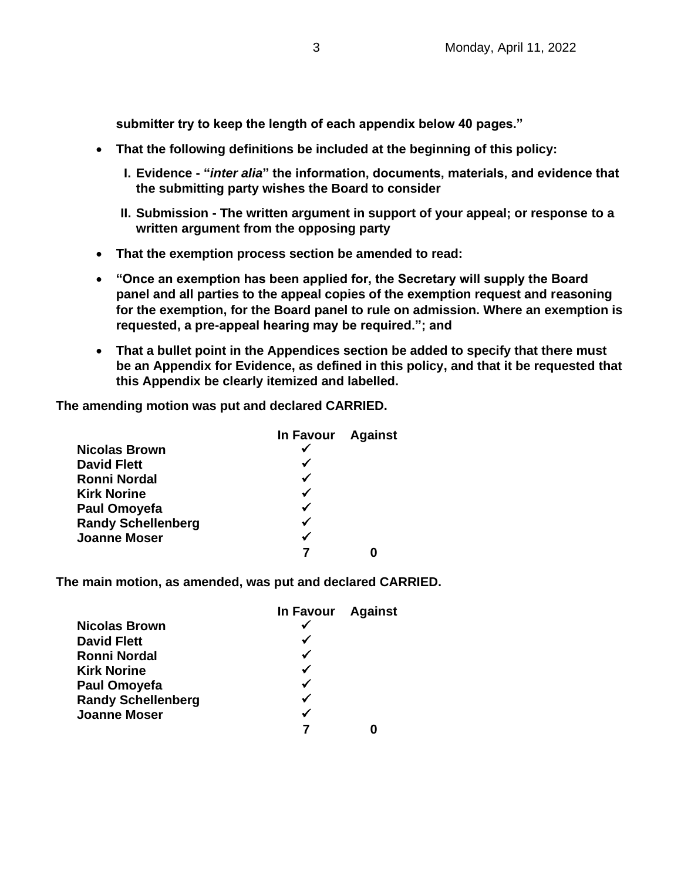**submitter try to keep the length of each appendix below 40 pages."**

- **That the following definitions be included at the beginning of this policy:**
  - **I. Evidence - "*inter alia*" the information, documents, materials, and evidence that the submitting party wishes the Board to consider**
  - **II. Submission - The written argument in support of your appeal; or response to a written argument from the opposing party**
- **That the exemption process section be amended to read:**
- **"Once an exemption has been applied for, the Secretary will supply the Board panel and all parties to the appeal copies of the exemption request and reasoning for the exemption, for the Board panel to rule on admission. Where an exemption is requested, a pre-appeal hearing may be required."; and**
- **That a bullet point in the Appendices section be added to specify that there must be an Appendix for Evidence, as defined in this policy, and that it be requested that this Appendix be clearly itemized and labelled.**

**The amending motion was put and declared CARRIED.**

| | In Favour | Against |
|---|---|---|
| **Nicolas Brown** | ✓ | |
| **David Flett** | ✓ | |
| **Ronni Nordal** | ✓ | |
| **Kirk Norine** | ✓ | |
| **Paul Omoyefa** | ✓ | |
| **Randy Schellenberg** | ✓ | |
| **Joanne Moser** | ✓ | |
| | **7** | **0** |

**The main motion, as amended, was put and declared CARRIED.**

| | In Favour | Against |
|---|---|---|
| **Nicolas Brown** | ✓ | |
| **David Flett** | ✓ | |
| **Ronni Nordal** | ✓ | |
| **Kirk Norine** | ✓ | |
| **Paul Omoyefa** | ✓ | |
| **Randy Schellenberg** | ✓ | |
| **Joanne Moser** | ✓ | |
| | **7** | **0** |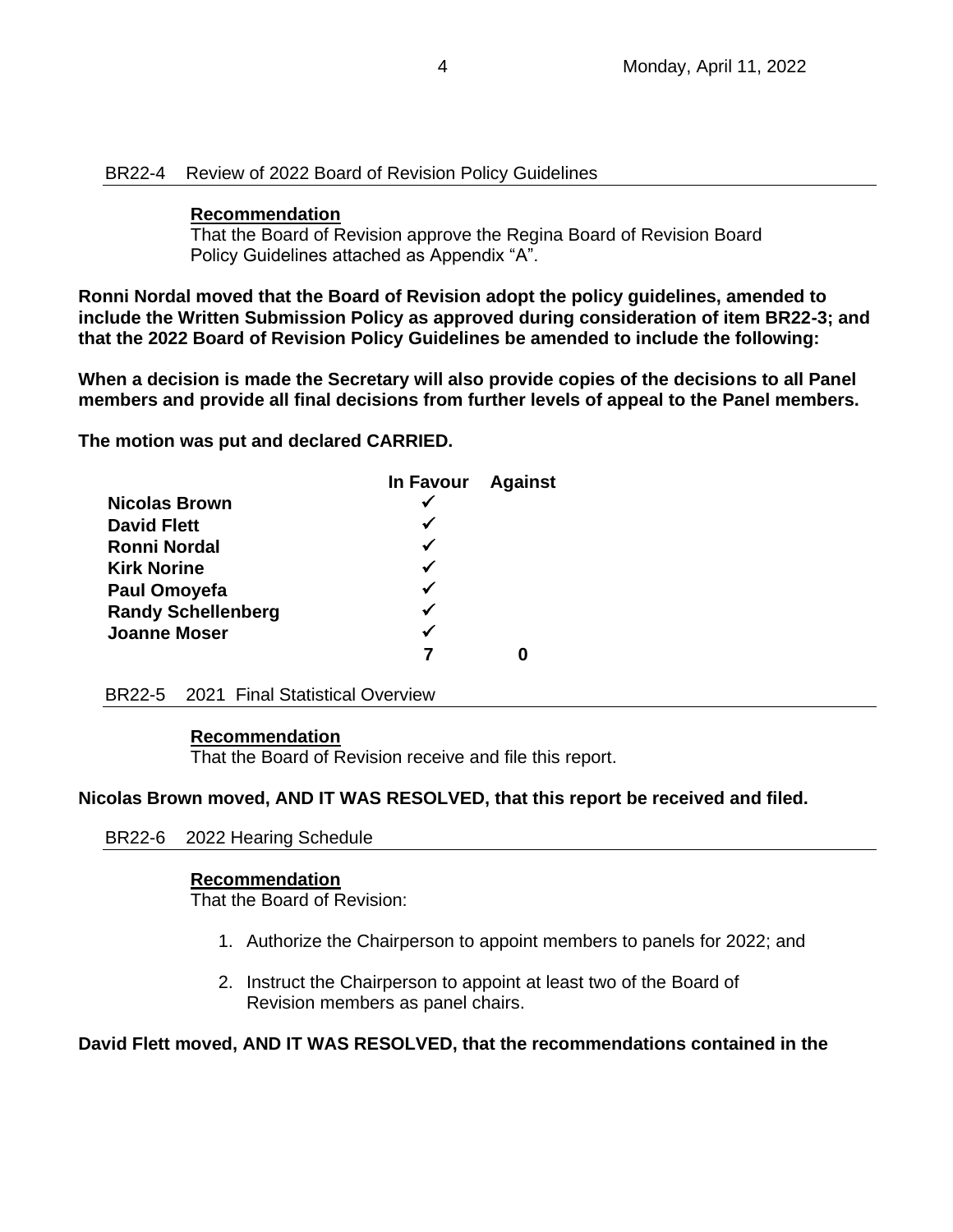BR22-4 Review of 2022 Board of Revision Policy Guidelines

**Recommendation**

That the Board of Revision approve the Regina Board of Revision Board Policy Guidelines attached as Appendix "A".

**Ronni Nordal moved that the Board of Revision adopt the policy guidelines, amended to include the Written Submission Policy as approved during consideration of item BR22-3; and that the 2022 Board of Revision Policy Guidelines be amended to include the following:**

**When a decision is made the Secretary will also provide copies of the decisions to all Panel members and provide all final decisions from further levels of appeal to the Panel members.**

**The motion was put and declared CARRIED.**

| | In Favour | Against |
|---|---|---|
| **Nicolas Brown** | ✓ | |
| **David Flett** | ✓ | |
| **Ronni Nordal** | ✓ | |
| **Kirk Norine** | ✓ | |
| **Paul Omoyefa** | ✓ | |
| **Randy Schellenberg** | ✓ | |
| **Joanne Moser** | ✓ | |
| | **7** | **0** |

BR22-5 2021 Final Statistical Overview

**Recommendation**

That the Board of Revision receive and file this report.

**Nicolas Brown moved, AND IT WAS RESOLVED, that this report be received and filed.**

BR22-6 2022 Hearing Schedule

**Recommendation**

That the Board of Revision:

1. Authorize the Chairperson to appoint members to panels for 2022; and
2. Instruct the Chairperson to appoint at least two of the Board of Revision members as panel chairs.

**David Flett moved, AND IT WAS RESOLVED, that the recommendations contained in the**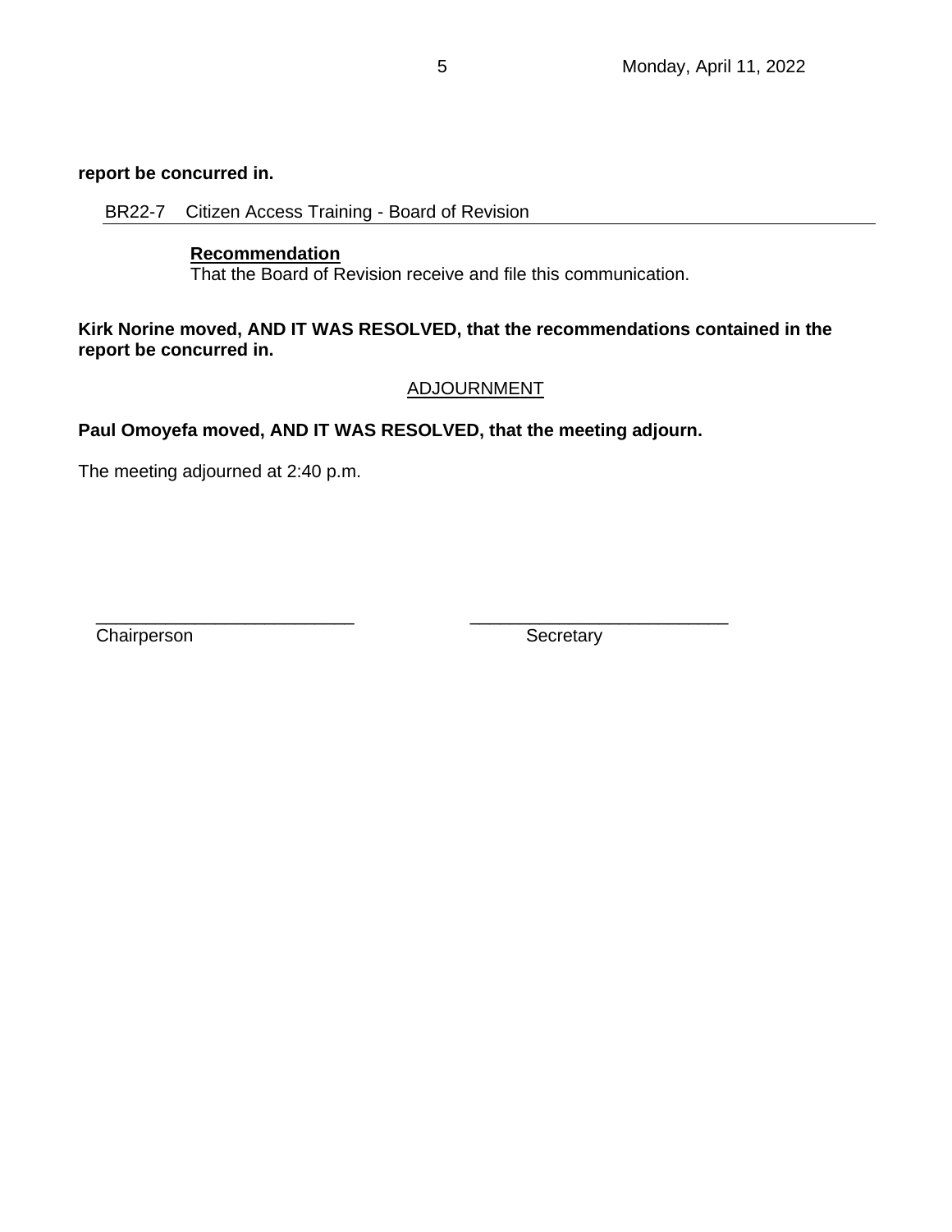**report be concurred in.**

BR22-7 Citizen Access Training - Board of Revision

**Recommendation**
That the Board of Revision receive and file this communication.

**Kirk Norine moved, AND IT WAS RESOLVED, that the recommendations contained in the report be concurred in.**

## ADJOURNMENT

**Paul Omoyefa moved, AND IT WAS RESOLVED, that the meeting adjourn.**

The meeting adjourned at 2:40 p.m.

\_\_\_\_\_\_\_\_\_\_\_\_\_\_\_\_\_\_\_\_\_\_\_\_\_\_
Chairperson

\_\_\_\_\_\_\_\_\_\_\_\_\_\_\_\_\_\_\_\_\_\_\_\_\_\_
Secretary